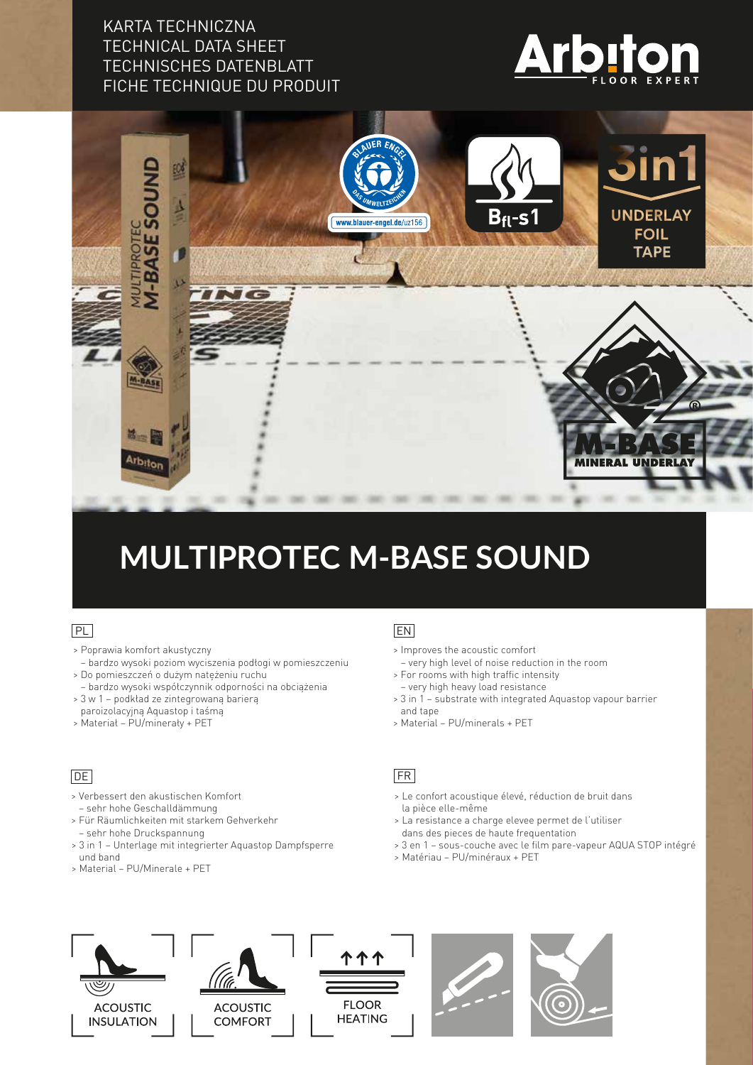KARTA TECHNICZNA
TECHNICAL DATA SHEET
TECHNISCHES DATENBLATT
FICHE TECHNIQUE DU PRODUIT

# MULTIPROTEC M-BASE SOUND

## PL

- Poprawia komfort akustyczny
  – bardzo wysoki poziom wyciszenia podłogi w pomieszczeniu
- Do pomieszczeń o dużym natężeniu ruchu
  – bardzo wysoki współczynnik odporności na obciążenia
- 3 w 1 – podkład ze zintegrowaną barierą paroizolacyjną Aquastop i taśmą
- Materiał – PU/minerały + PET

## EN

- Improves the acoustic comfort
  – very high level of noise reduction in the room
- For rooms with high traffic intensity
  – very high heavy load resistance
- 3 in 1 – substrate with integrated Aquastop vapour barrier and tape
- Material – PU/minerals + PET

## DE

- Verbessert den akustischen Komfort
  – sehr hohe Geschalldämmung
- Für Räumlichkeiten mit starkem Gehverkehr
  – sehr hohe Druckspannung
- 3 in 1 – Unterlage mit integrierter Aquastop Dampfsperre und band
- Material – PU/Minerale + PET

## FR

- Le confort acoustique élevé, réduction de bruit dans la pièce elle-même
- La resistance a charge elevee permet de l'utiliser dans des pieces de haute frequentation
- 3 en 1 – sous-couche avec le film pare-vapeur AQUA STOP intégré
- Matériau – PU/minéraux + PET

ACOUSTIC INSULATION | ACOUSTIC COMFORT | FLOOR HEATING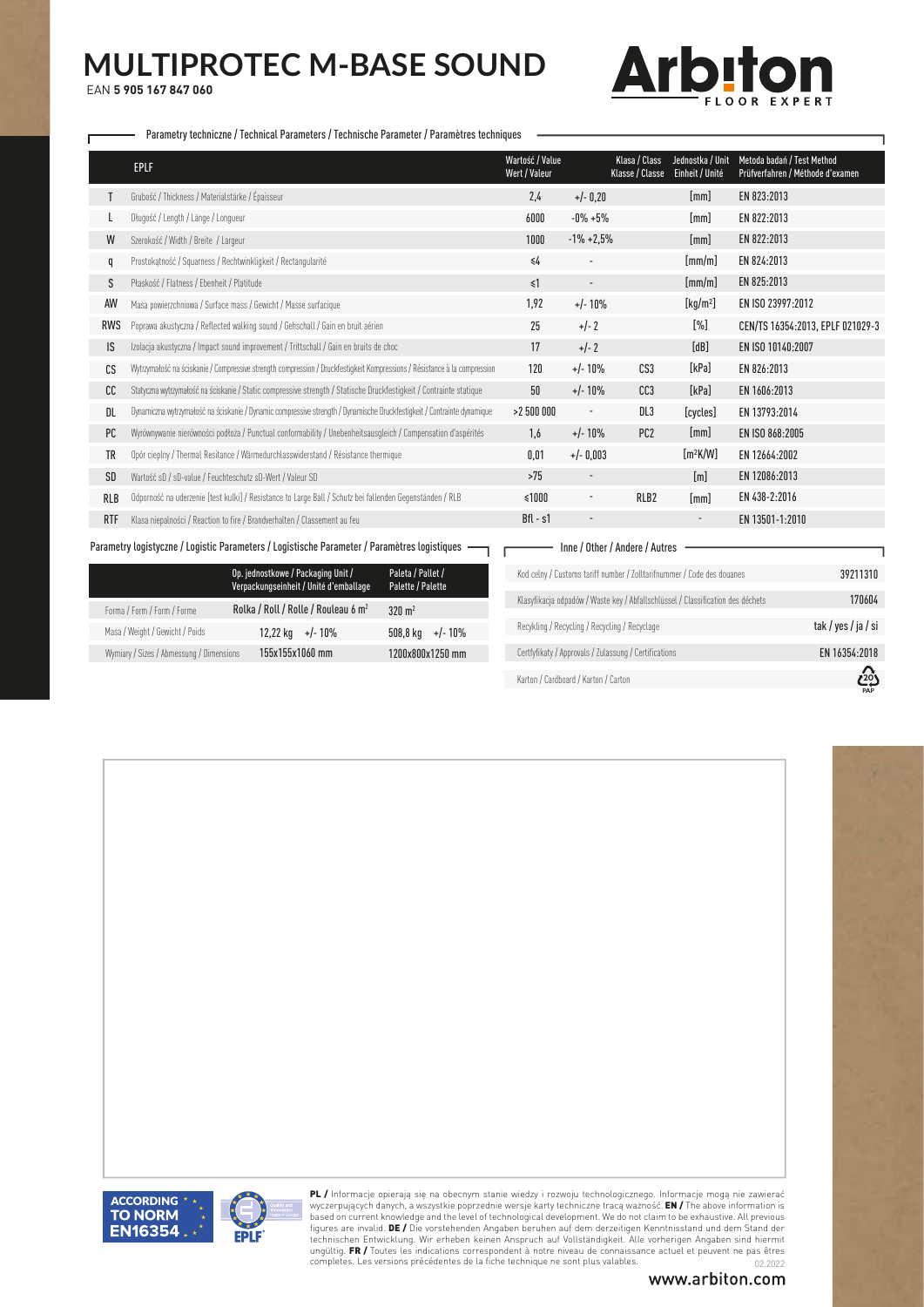# MULTIPROTEC M-BASE SOUND

EAN **5 905 167 847 060**

Arbiton FLOOR EXPERT

Parametry techniczne / Technical Parameters / Technische Parameter / Paramètres techniques

| | EPLF | Wartość / Value Wert / Valeur | | Klasa / Class Klasse / Classe | Jednostka / Unit Einheit / Unité | Metoda badań / Test Method Prüfverfahren / Méthode d'examen |
|---|---|---|---|---|---|---|
| T | Grubość / Thickness / Materialstärke / Épaisseur | 2,4 | +/- 0,20 | | [mm] | EN 823:2013 |
| L | Długość / Length / Länge / Longueur | 6000 | -0% +5% | | [mm] | EN 822:2013 |
| W | Szerokość / Width / Breite / Largeur | 1000 | -1% +2,5% | | [mm] | EN 822:2013 |
| q | Prostokątność / Squarness / Rechtwinkligkeit / Rectangularité | ≤4 | - | | [mm/m] | EN 824:2013 |
| S | Płaskość / Flatness / Ebenheit / Platitude | ≤1 | - | | [mm/m] | EN 825:2013 |
| AW | Masa powierzchniowa / Surface mass / Gewicht / Masse surfacique | 1,92 | +/- 10% | | [kg/m²] | EN ISO 23997:2012 |
| RWS | Poprawa akustyczna / Reflected walking sound / Gehschall / Gain en bruit aérien | 25 | +/- 2 | | [%] | CEN/TS 16354:2013, EPLF 021029-3 |
| IS | Izolacja akustyczna / Impact sound improvement / Trittschall / Gain en bruits de choc | 17 | +/- 2 | | [dB] | EN ISO 10140:2007 |
| CS | Wytrzymałość na ściskanie / Compressive strength compression / Druckfestigkeit Kompressions / Résistance à la compression | 120 | +/- 10% | CS3 | [kPa] | EN 826:2013 |
| CC | Statyczna wytrzymałość na ściskanie / Static compressive strength / Statische Druckfestigkeit / Contrainte statique | 50 | +/- 10% | CC3 | [kPa] | EN 1606:2013 |
| DL | Dynamiczna wytrzymałość na ściskanie / Dynamic compressive strength / Dynamische Druckfestigkeit / Contrainte dynamique | >2 500 000 | - | DL3 | [cycles] | EN 13793:2014 |
| PC | Wyrównywanie nierówności podłoża / Punctual conformability / Unebenheitsausgleich / Compensation d'aspérités | 1,6 | +/- 10% | PC2 | [mm] | EN ISO 868:2005 |
| TR | Opór cieplny / Thermal Resitance / Wärmedurchlasswiderstand / Résistance thermique | 0,01 | +/- 0,003 | | [m²K/W] | EN 12664:2002 |
| SD | Wartość sD / sD-value / Feuchteschutz sD-Wert / Valeur SD | >75 | - | | [m] | EN 12086:2013 |
| RLB | Odporność na uderzenie [test kulki] / Resistance to Large Ball / Schutz bei fallenden Gegenständen / RLB | ≤1000 | - | RLB2 | [mm] | EN 438-2:2016 |
| RTF | Klasa niepalności / Reaction to fire / Brandverhalten / Classement au feu | Bfl - s1 | - | | - | EN 13501-1:2010 |

Parametry logistyczne / Logistic Parameters / Logistische Parameter / Paramètres logistiques

| | Op. jednostkowe / Packaging Unit / Verpackungseinheit / Unité d'emballage | Paleta / Pallet / Palette / Palette |
|---|---|---|
| Forma / Form / Form / Forme | Rolka / Roll / Rolle / Rouleau 6 m² | 320 m² |
| Masa / Weight / Gewicht / Poids | 12,22 kg +/- 10% | 508,8 kg +/- 10% |
| Wymiary / Sizes / Abmessung / Dimensions | 155x155x1060 mm | 1200x800x1250 mm |

Inne / Other / Andere / Autres

| | |
|---|---|
| Kod celny / Customs tariff number / Zolltarifnummer / Code des douanes | 39211310 |
| Klasyfikacja odpadów / Waste key / Abfallschlüssel / Classification des déchets | 170604 |
| Recykling / Recycling / Recycling / Recyclage | tak / yes / ja / si |
| Certyfikaty / Approvals / Zulassung / Certifications | EN 16354:2018 |
| Karton / Cardboard / Karton / Carton | 20 PAP |

ACCORDING TO NORM EN16354

EPLF

**PL /** Informacje opierają się na obecnym stanie wiedzy i rozwoju technologicznego. Informacje mogą nie zawierać wyczerpujących danych, a wszystkie poprzednie wersje karty technicznej tracą ważność. **EN /** The above information is based on current knowledge and the level of technological development. We do not claim to be exhaustive. All previous figures are invalid. **DE /** Die vorstehenden Angaben beruhen auf dem derzeitigen Kenntnisstand und dem Stand der technischen Entwicklung. Wir erheben keinen Anspruch auf Vollständigkeit. Alle vorherigen Angaben sind hiermit ungültig. **FR /** Toutes les indications correspondent à notre niveau de connaissance actuel et peuvent ne pas être complètes. Les versions précédentes de la fiche technique ne sont plus valables. 02.2022

www.arbiton.com